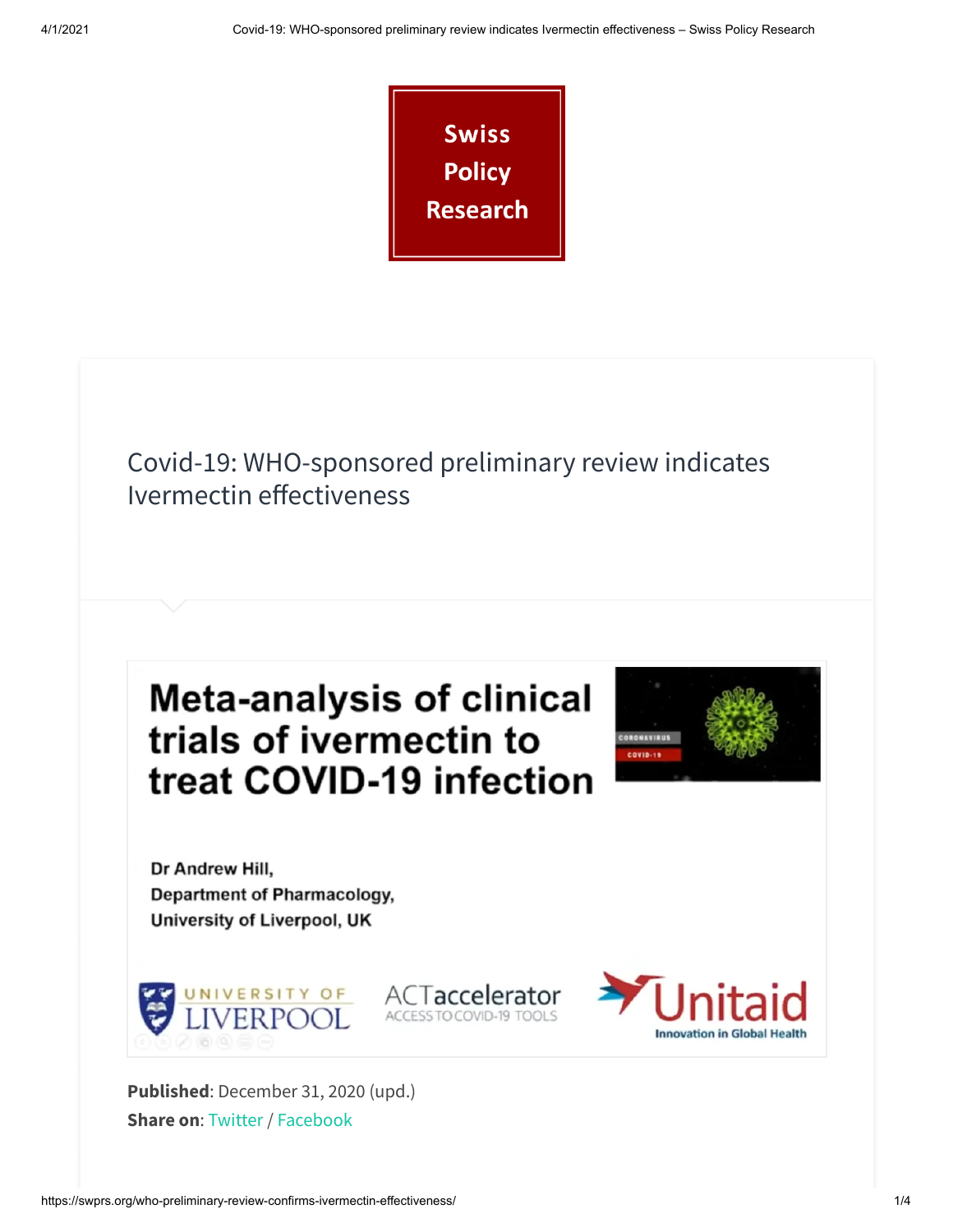Swiss Policy Research

# Covid-19: WHO-sponsored preliminary review indicates Ivermectin effectiveness

**Meta-analysis of clinical trials of ivermectin to treat COVID-19 infection**

Dr Andrew Hill,
Department of Pharmacology,
University of Liverpool, UK

UNIVERSITY OF LIVERPOOL | ACTaccelerator ACCESS TO COVID-19 TOOLS | Unitaid Innovation in Global Health

**Published**: December 31, 2020 (upd.)
**Share on**: Twitter / Facebook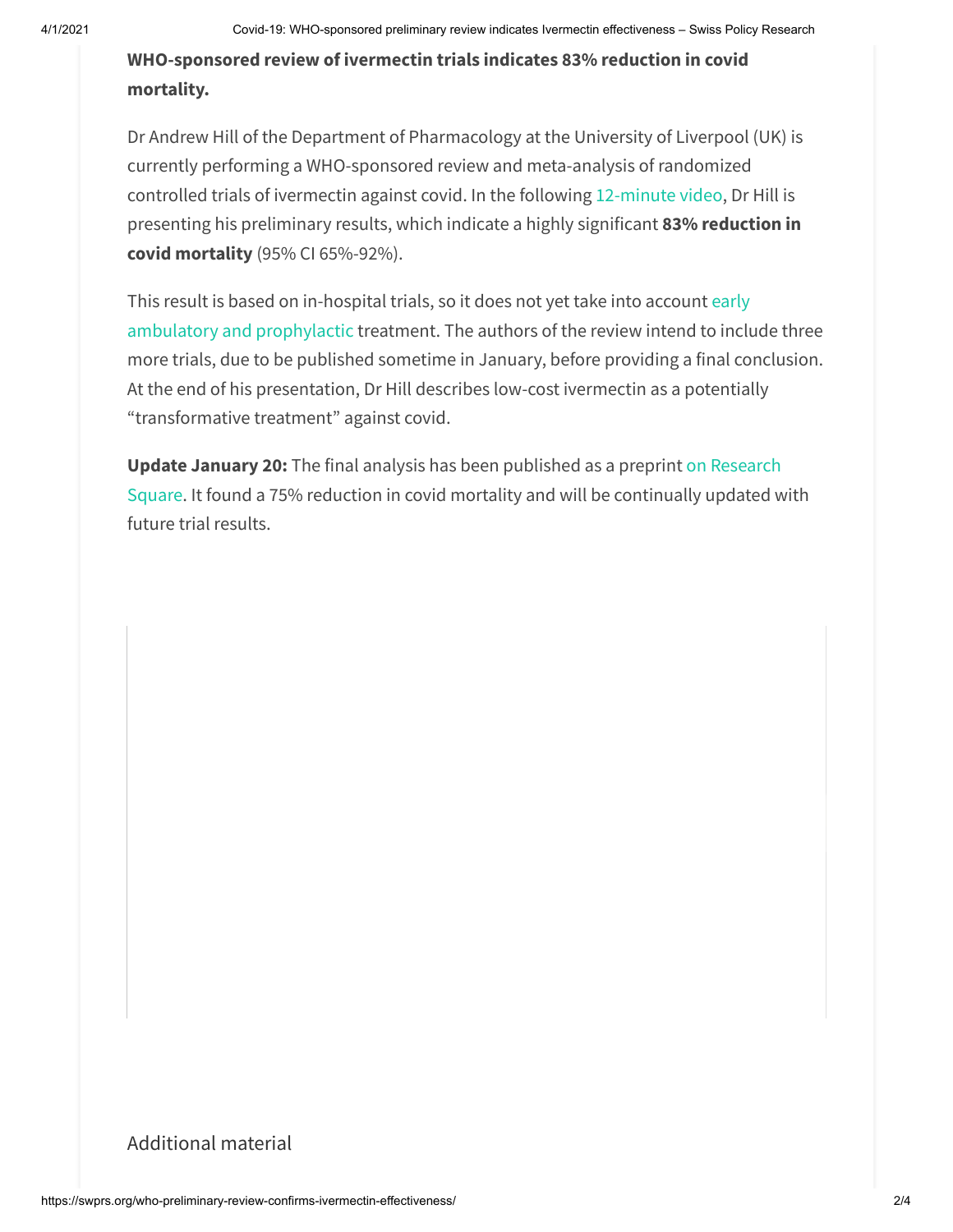**WHO-sponsored review of ivermectin trials indicates 83% reduction in covid mortality.**

Dr Andrew Hill of the Department of Pharmacology at the University of Liverpool (UK) is currently performing a WHO-sponsored review and meta-analysis of randomized controlled trials of ivermectin against covid. In the following 12-minute video, Dr Hill is presenting his preliminary results, which indicate a highly significant **83% reduction in covid mortality** (95% CI 65%-92%).

This result is based on in-hospital trials, so it does not yet take into account early ambulatory and prophylactic treatment. The authors of the review intend to include three more trials, due to be published sometime in January, before providing a final conclusion. At the end of his presentation, Dr Hill describes low-cost ivermectin as a potentially "transformative treatment" against covid.

**Update January 20:** The final analysis has been published as a preprint on Research Square. It found a 75% reduction in covid mortality and will be continually updated with future trial results.

## Additional material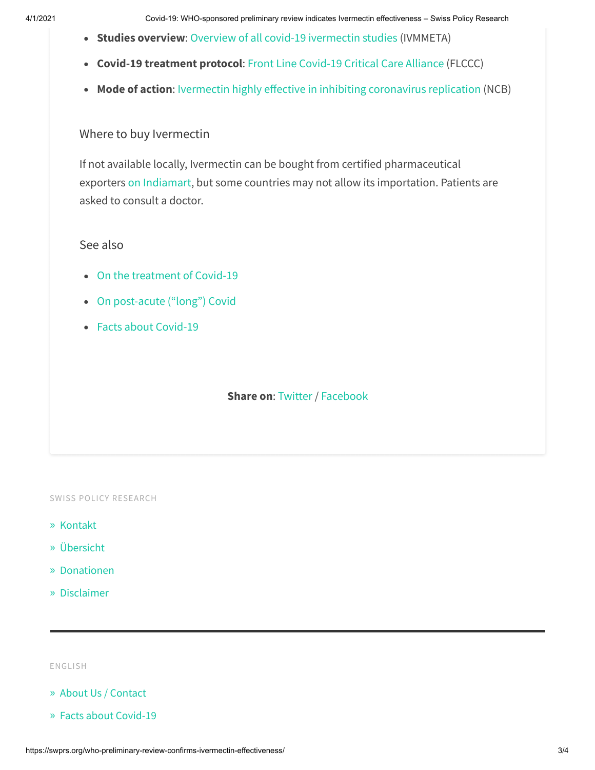- **Studies overview**: Overview of all covid-19 ivermectin studies (IVMMETA)
- **Covid-19 treatment protocol**: Front Line Covid-19 Critical Care Alliance (FLCCC)
- **Mode of action**: Ivermectin highly effective in inhibiting coronavirus replication (NCB)

### Where to buy Ivermectin

If not available locally, Ivermectin can be bought from certified pharmaceutical exporters on Indiamart, but some countries may not allow its importation. Patients are asked to consult a doctor.

### See also

- On the treatment of Covid-19
- On post-acute ("long") Covid
- Facts about Covid-19

**Share on**: Twitter / Facebook

SWISS POLICY RESEARCH

» Kontakt

» Übersicht

» Donationen

» Disclaimer

---

ENGLISH

» About Us / Contact

» Facts about Covid-19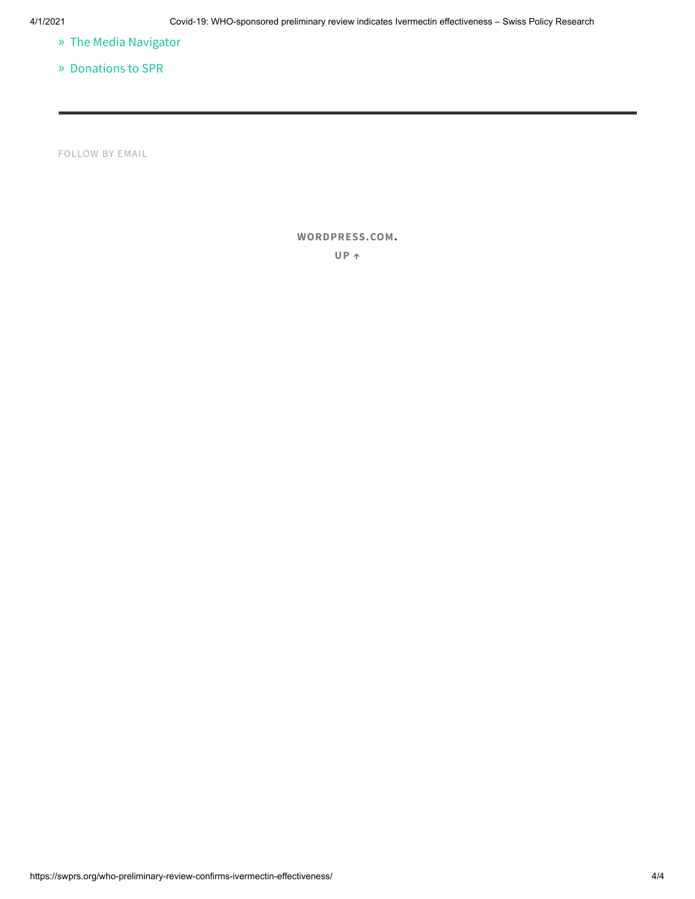» The Media Navigator

» Donations to SPR

---

FOLLOW BY EMAIL

**WORDPRESS.COM.**

**UP ↑**